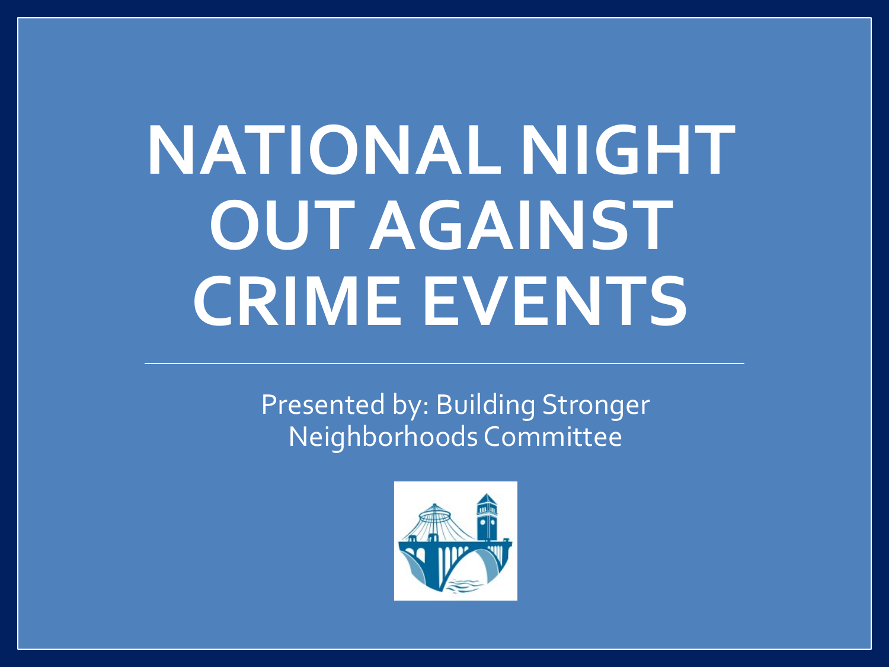# NATIONAL NIGHT OUT AGAINST CRIME EVENTS

Presented by: Building Stronger Neighborhoods Committee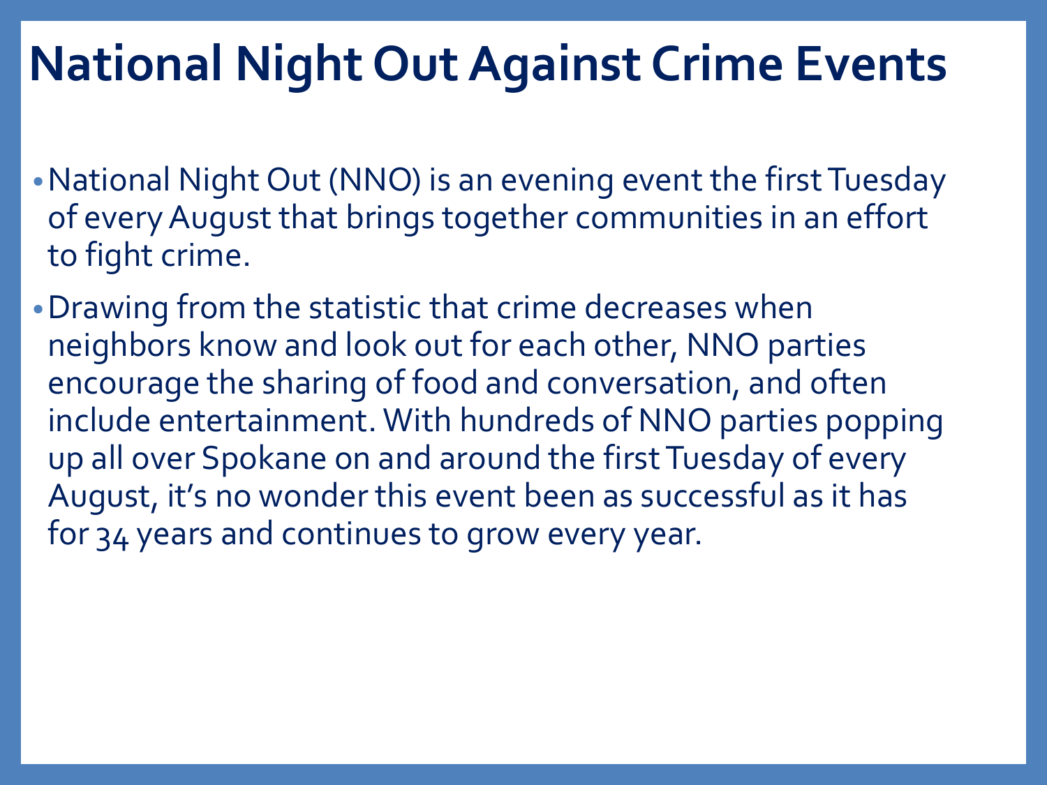# National Night Out Against Crime Events

- National Night Out (NNO) is an evening event the first Tuesday of every August that brings together communities in an effort to fight crime.
- Drawing from the statistic that crime decreases when neighbors know and look out for each other, NNO parties encourage the sharing of food and conversation, and often include entertainment. With hundreds of NNO parties popping up all over Spokane on and around the first Tuesday of every August, it's no wonder this event been as successful as it has for 34 years and continues to grow every year.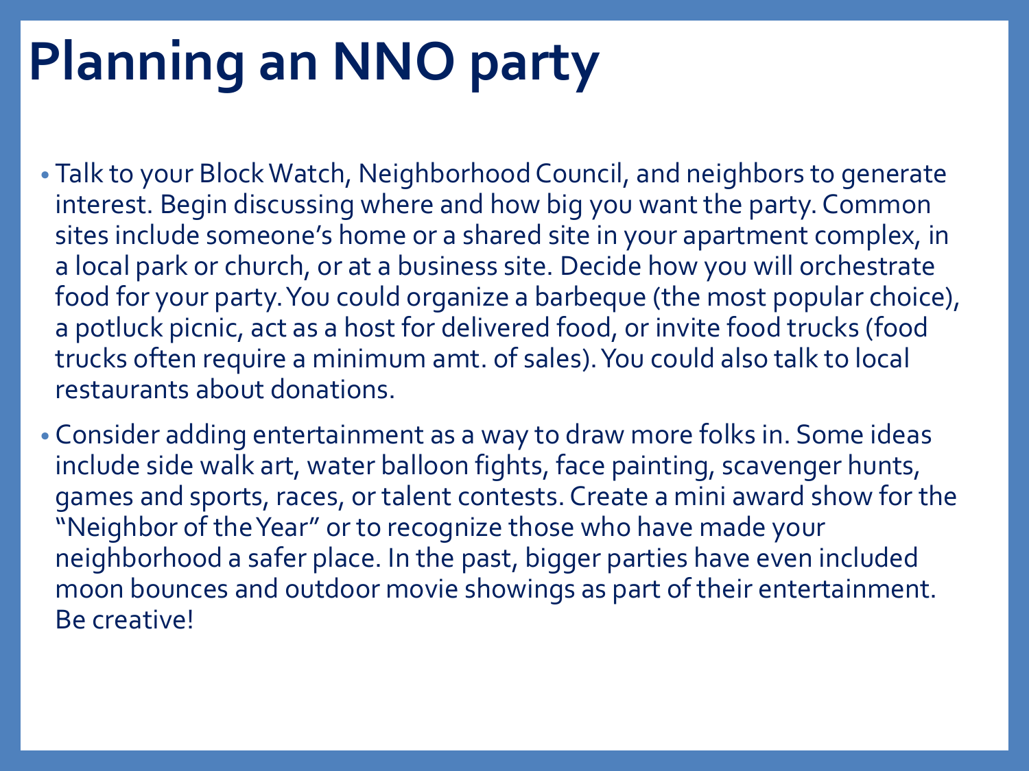# Planning an NNO party

- Talk to your Block Watch, Neighborhood Council, and neighbors to generate interest. Begin discussing where and how big you want the party. Common sites include someone's home or a shared site in your apartment complex, in a local park or church, or at a business site. Decide how you will orchestrate food for your party. You could organize a barbeque (the most popular choice), a potluck picnic, act as a host for delivered food, or invite food trucks (food trucks often require a minimum amt. of sales). You could also talk to local restaurants about donations.
- Consider adding entertainment as a way to draw more folks in. Some ideas include side walk art, water balloon fights, face painting, scavenger hunts, games and sports, races, or talent contests. Create a mini award show for the "Neighbor of the Year" or to recognize those who have made your neighborhood a safer place. In the past, bigger parties have even included moon bounces and outdoor movie showings as part of their entertainment. Be creative!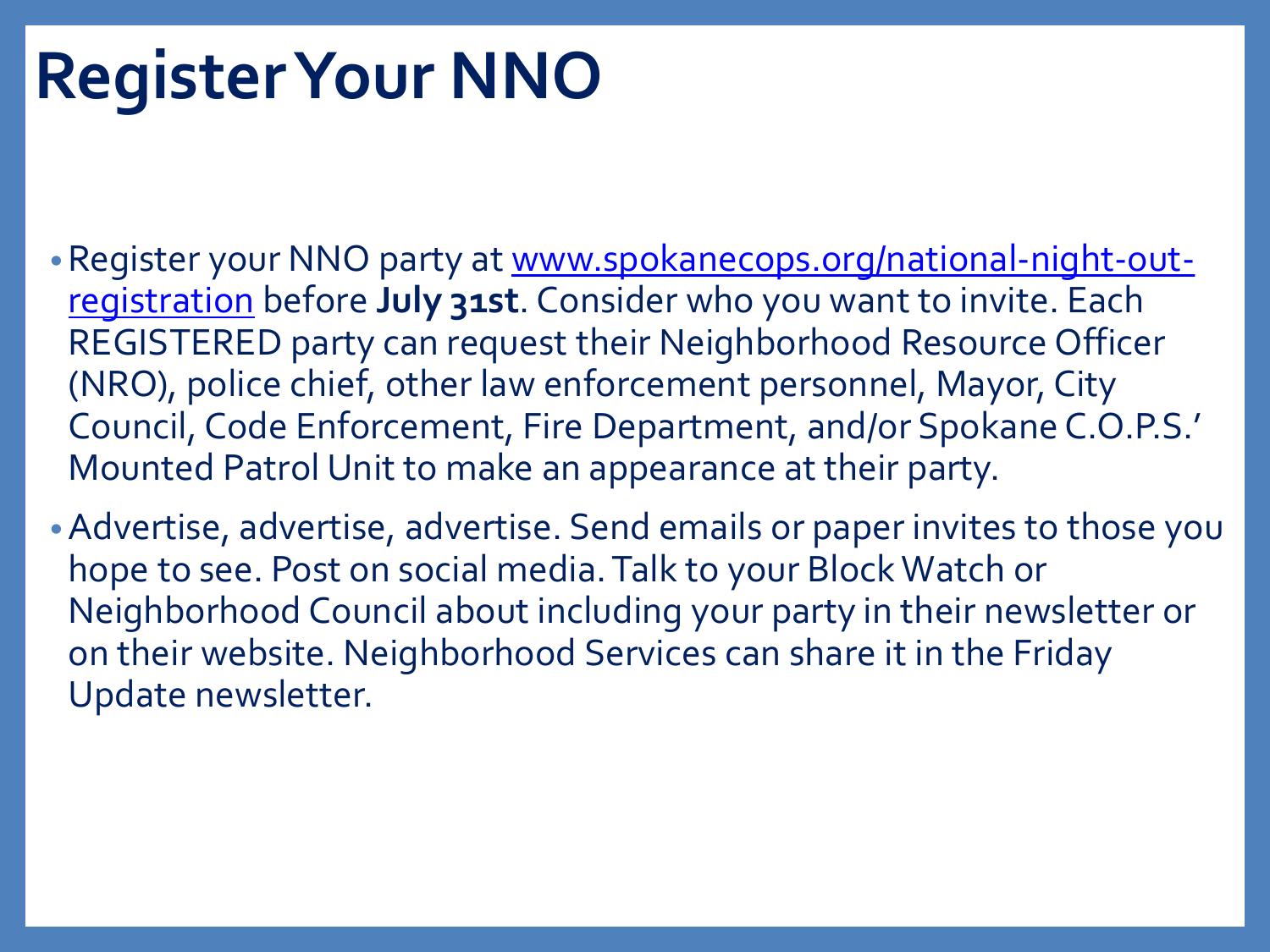# Register Your NNO

- Register your NNO party at [www.spokanecops.org/national-night-out-registration](http://www.spokanecops.org/national-night-out-registration) before **July 31st**. Consider who you want to invite. Each REGISTERED party can request their Neighborhood Resource Officer (NRO), police chief, other law enforcement personnel, Mayor, City Council, Code Enforcement, Fire Department, and/or Spokane C.O.P.S.' Mounted Patrol Unit to make an appearance at their party.
- Advertise, advertise, advertise. Send emails or paper invites to those you hope to see. Post on social media. Talk to your Block Watch or Neighborhood Council about including your party in their newsletter or on their website. Neighborhood Services can share it in the Friday Update newsletter.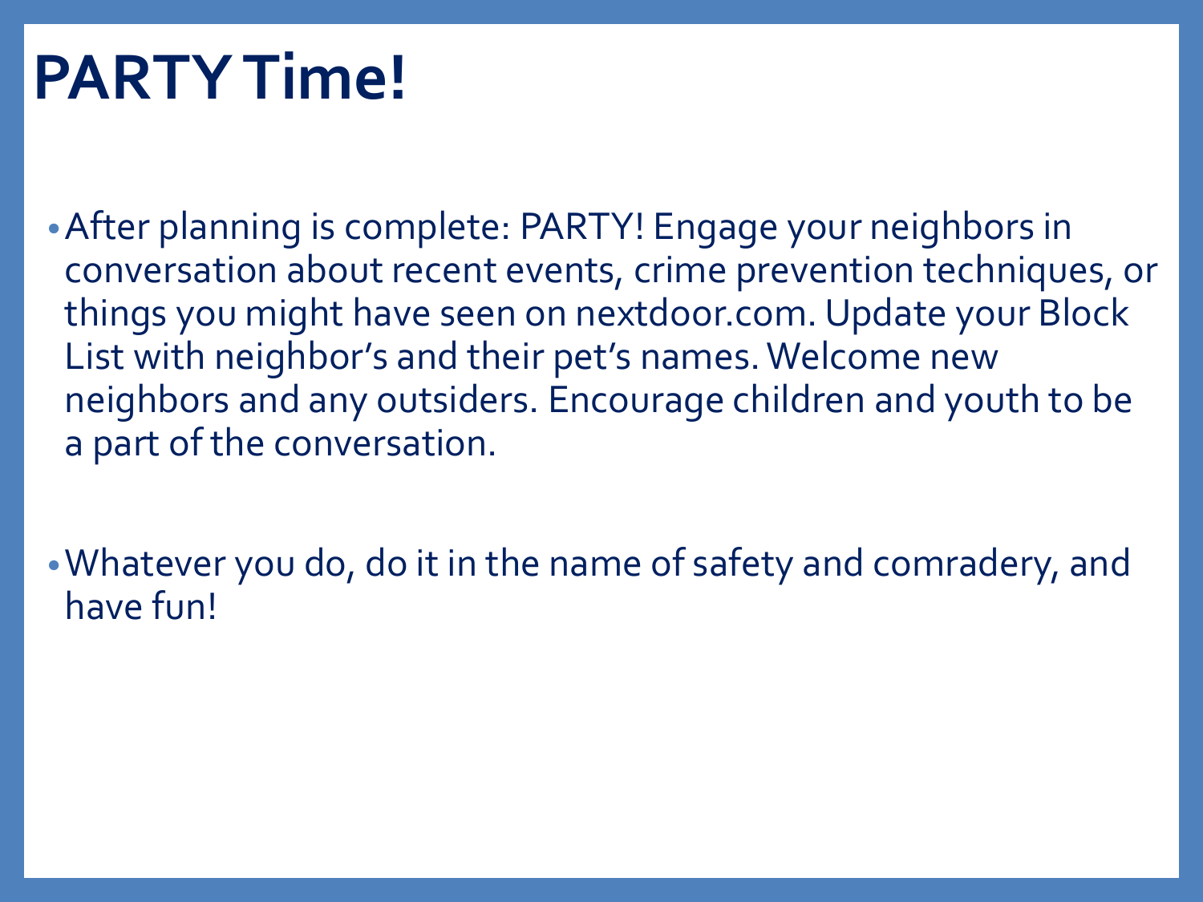# PARTY Time!

- After planning is complete: PARTY! Engage your neighbors in conversation about recent events, crime prevention techniques, or things you might have seen on nextdoor.com. Update your Block List with neighbor's and their pet's names. Welcome new neighbors and any outsiders. Encourage children and youth to be a part of the conversation.

- Whatever you do, do it in the name of safety and comradery, and have fun!